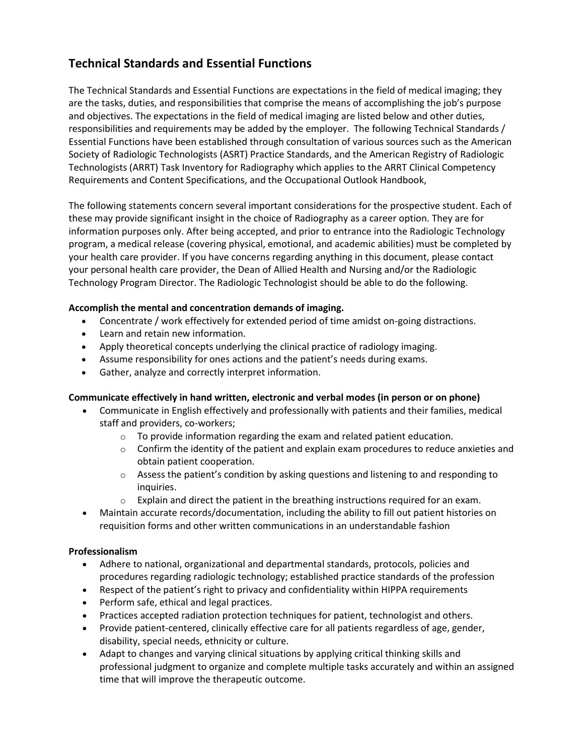## Technical Standards and Essential Functions

The Technical Standards and Essential Functions are expectations in the field of medical imaging; they are the tasks, duties, and responsibilities that comprise the means of accomplishing the job's purpose and objectives. The expectations in the field of medical imaging are listed below and other duties, responsibilities and requirements may be added by the employer. The following Technical Standards / Essential Functions have been established through consultation of various sources such as the American Society of Radiologic Technologists (ASRT) Practice Standards, and the American Registry of Radiologic Technologists (ARRT) Task Inventory for Radiography which applies to the ARRT Clinical Competency Requirements and Content Specifications, and the Occupational Outlook Handbook,

The following statements concern several important considerations for the prospective student. Each of these may provide significant insight in the choice of Radiography as a career option. They are for information purposes only. After being accepted, and prior to entrance into the Radiologic Technology program, a medical release (covering physical, emotional, and academic abilities) must be completed by your health care provider. If you have concerns regarding anything in this document, please contact your personal health care provider, the Dean of Allied Health and Nursing and/or the Radiologic Technology Program Director. The Radiologic Technologist should be able to do the following.

**Accomplish the mental and concentration demands of imaging.**

- Concentrate / work effectively for extended period of time amidst on-going distractions.
- Learn and retain new information.
- Apply theoretical concepts underlying the clinical practice of radiology imaging.
- Assume responsibility for ones actions and the patient's needs during exams.
- Gather, analyze and correctly interpret information.

**Communicate effectively in hand written, electronic and verbal modes (in person or on phone)**

- Communicate in English effectively and professionally with patients and their families, medical staff and providers, co-workers;
  - To provide information regarding the exam and related patient education.
  - Confirm the identity of the patient and explain exam procedures to reduce anxieties and obtain patient cooperation.
  - Assess the patient's condition by asking questions and listening to and responding to inquiries.
  - Explain and direct the patient in the breathing instructions required for an exam.
- Maintain accurate records/documentation, including the ability to fill out patient histories on requisition forms and other written communications in an understandable fashion

**Professionalism**

- Adhere to national, organizational and departmental standards, protocols, policies and procedures regarding radiologic technology; established practice standards of the profession
- Respect of the patient's right to privacy and confidentiality within HIPPA requirements
- Perform safe, ethical and legal practices.
- Practices accepted radiation protection techniques for patient, technologist and others.
- Provide patient-centered, clinically effective care for all patients regardless of age, gender, disability, special needs, ethnicity or culture.
- Adapt to changes and varying clinical situations by applying critical thinking skills and professional judgment to organize and complete multiple tasks accurately and within an assigned time that will improve the therapeutic outcome.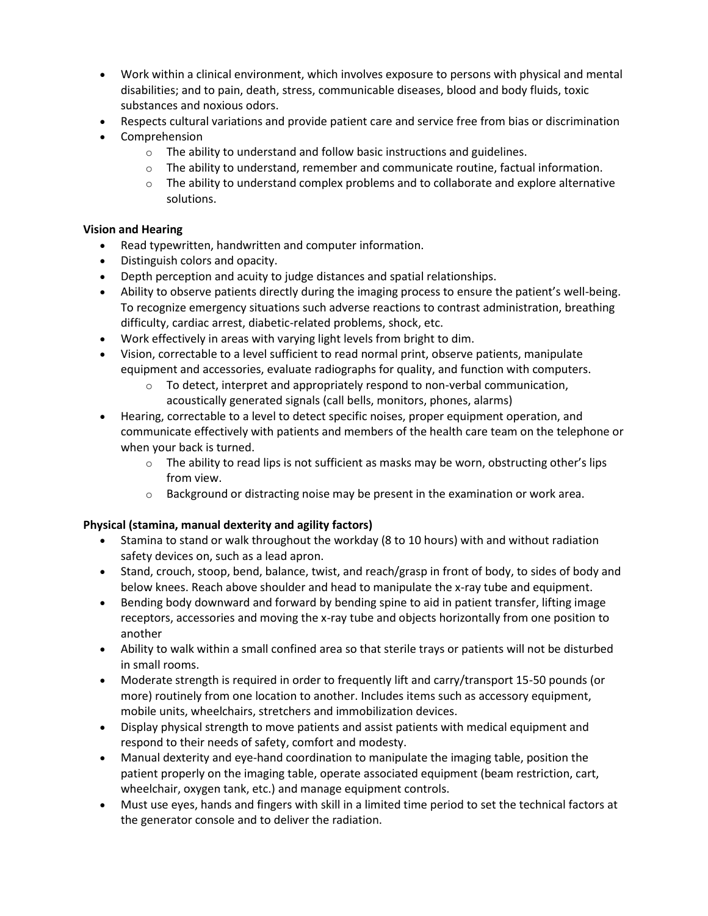- Work within a clinical environment, which involves exposure to persons with physical and mental disabilities; and to pain, death, stress, communicable diseases, blood and body fluids, toxic substances and noxious odors.
- Respects cultural variations and provide patient care and service free from bias or discrimination
- Comprehension
    - The ability to understand and follow basic instructions and guidelines.
    - The ability to understand, remember and communicate routine, factual information.
    - The ability to understand complex problems and to collaborate and explore alternative solutions.

**Vision and Hearing**

- Read typewritten, handwritten and computer information.
- Distinguish colors and opacity.
- Depth perception and acuity to judge distances and spatial relationships.
- Ability to observe patients directly during the imaging process to ensure the patient's well-being. To recognize emergency situations such adverse reactions to contrast administration, breathing difficulty, cardiac arrest, diabetic-related problems, shock, etc.
- Work effectively in areas with varying light levels from bright to dim.
- Vision, correctable to a level sufficient to read normal print, observe patients, manipulate equipment and accessories, evaluate radiographs for quality, and function with computers.
    - To detect, interpret and appropriately respond to non-verbal communication, acoustically generated signals (call bells, monitors, phones, alarms)
- Hearing, correctable to a level to detect specific noises, proper equipment operation, and communicate effectively with patients and members of the health care team on the telephone or when your back is turned.
    - The ability to read lips is not sufficient as masks may be worn, obstructing other's lips from view.
    - Background or distracting noise may be present in the examination or work area.

**Physical (stamina, manual dexterity and agility factors)**

- Stamina to stand or walk throughout the workday (8 to 10 hours) with and without radiation safety devices on, such as a lead apron.
- Stand, crouch, stoop, bend, balance, twist, and reach/grasp in front of body, to sides of body and below knees. Reach above shoulder and head to manipulate the x-ray tube and equipment.
- Bending body downward and forward by bending spine to aid in patient transfer, lifting image receptors, accessories and moving the x-ray tube and objects horizontally from one position to another
- Ability to walk within a small confined area so that sterile trays or patients will not be disturbed in small rooms.
- Moderate strength is required in order to frequently lift and carry/transport 15-50 pounds (or more) routinely from one location to another. Includes items such as accessory equipment, mobile units, wheelchairs, stretchers and immobilization devices.
- Display physical strength to move patients and assist patients with medical equipment and respond to their needs of safety, comfort and modesty.
- Manual dexterity and eye-hand coordination to manipulate the imaging table, position the patient properly on the imaging table, operate associated equipment (beam restriction, cart, wheelchair, oxygen tank, etc.) and manage equipment controls.
- Must use eyes, hands and fingers with skill in a limited time period to set the technical factors at the generator console and to deliver the radiation.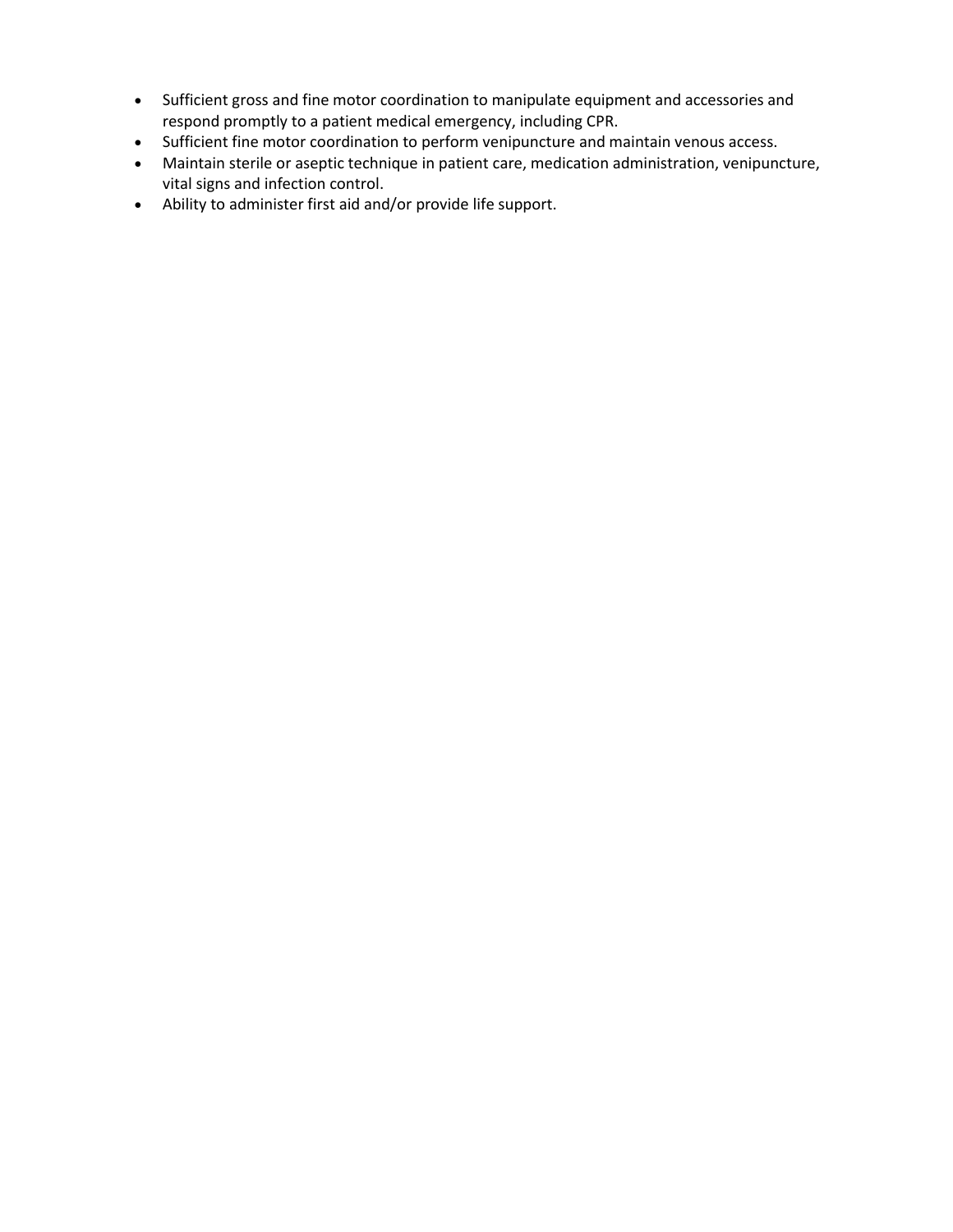- Sufficient gross and fine motor coordination to manipulate equipment and accessories and respond promptly to a patient medical emergency, including CPR.
- Sufficient fine motor coordination to perform venipuncture and maintain venous access.
- Maintain sterile or aseptic technique in patient care, medication administration, venipuncture, vital signs and infection control.
- Ability to administer first aid and/or provide life support.